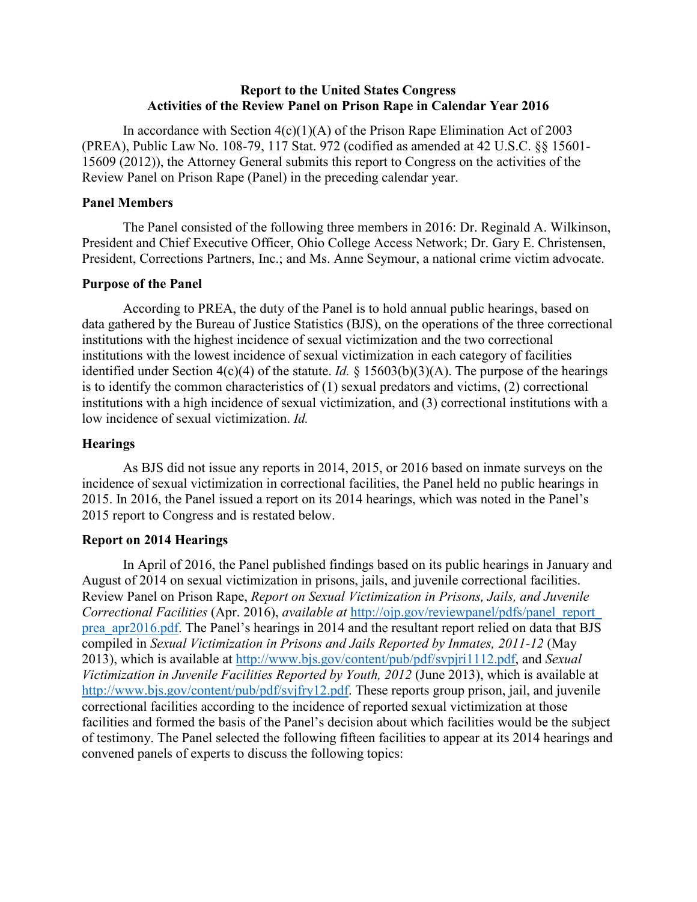**Report to the United States Congress**
**Activities of the Review Panel on Prison Rape in Calendar Year 2016**

In accordance with Section 4(c)(1)(A) of the Prison Rape Elimination Act of 2003 (PREA), Public Law No. 108-79, 117 Stat. 972 (codified as amended at 42 U.S.C. §§ 15601-15609 (2012)), the Attorney General submits this report to Congress on the activities of the Review Panel on Prison Rape (Panel) in the preceding calendar year.

**Panel Members**

The Panel consisted of the following three members in 2016: Dr. Reginald A. Wilkinson, President and Chief Executive Officer, Ohio College Access Network; Dr. Gary E. Christensen, President, Corrections Partners, Inc.; and Ms. Anne Seymour, a national crime victim advocate.

**Purpose of the Panel**

According to PREA, the duty of the Panel is to hold annual public hearings, based on data gathered by the Bureau of Justice Statistics (BJS), on the operations of the three correctional institutions with the highest incidence of sexual victimization and the two correctional institutions with the lowest incidence of sexual victimization in each category of facilities identified under Section 4(c)(4) of the statute. *Id.* § 15603(b)(3)(A). The purpose of the hearings is to identify the common characteristics of (1) sexual predators and victims, (2) correctional institutions with a high incidence of sexual victimization, and (3) correctional institutions with a low incidence of sexual victimization. *Id.*

**Hearings**

As BJS did not issue any reports in 2014, 2015, or 2016 based on inmate surveys on the incidence of sexual victimization in correctional facilities, the Panel held no public hearings in 2015. In 2016, the Panel issued a report on its 2014 hearings, which was noted in the Panel's 2015 report to Congress and is restated below.

**Report on 2014 Hearings**

In April of 2016, the Panel published findings based on its public hearings in January and August of 2014 on sexual victimization in prisons, jails, and juvenile correctional facilities. Review Panel on Prison Rape, *Report on Sexual Victimization in Prisons, Jails, and Juvenile Correctional Facilities* (Apr. 2016), *available at* http://ojp.gov/reviewpanel/pdfs/panel_report_prea_apr2016.pdf. The Panel's hearings in 2014 and the resultant report relied on data that BJS compiled in *Sexual Victimization in Prisons and Jails Reported by Inmates, 2011-12* (May 2013), which is available at http://www.bjs.gov/content/pub/pdf/svpjri1112.pdf, and *Sexual Victimization in Juvenile Facilities Reported by Youth, 2012* (June 2013), which is available at http://www.bjs.gov/content/pub/pdf/svjfry12.pdf. These reports group prison, jail, and juvenile correctional facilities according to the incidence of reported sexual victimization at those facilities and formed the basis of the Panel's decision about which facilities would be the subject of testimony. The Panel selected the following fifteen facilities to appear at its 2014 hearings and convened panels of experts to discuss the following topics: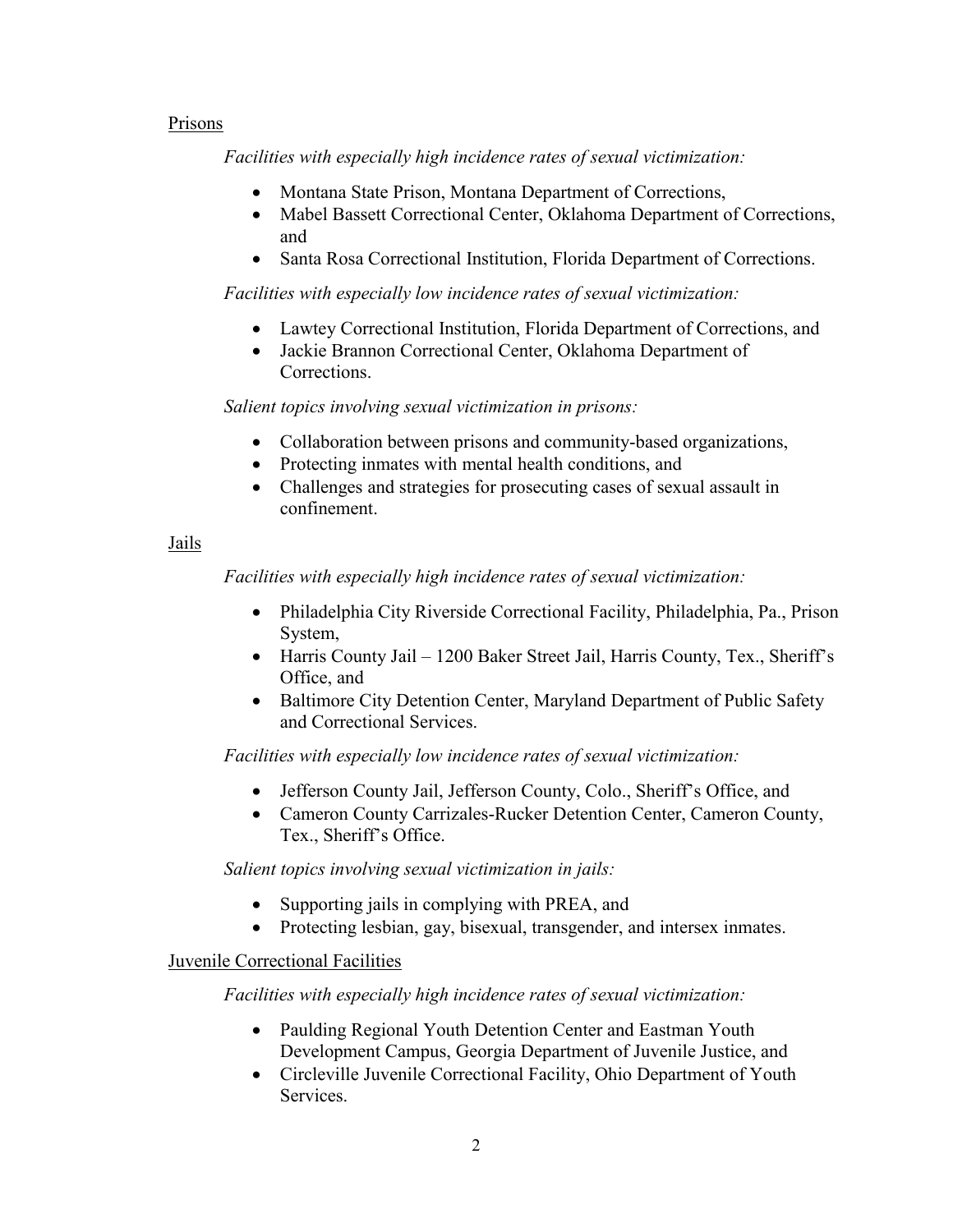## Prisons

*Facilities with especially high incidence rates of sexual victimization:*

- Montana State Prison, Montana Department of Corrections,
- Mabel Bassett Correctional Center, Oklahoma Department of Corrections, and
- Santa Rosa Correctional Institution, Florida Department of Corrections.

*Facilities with especially low incidence rates of sexual victimization:*

- Lawtey Correctional Institution, Florida Department of Corrections, and
- Jackie Brannon Correctional Center, Oklahoma Department of Corrections.

*Salient topics involving sexual victimization in prisons:*

- Collaboration between prisons and community-based organizations,
- Protecting inmates with mental health conditions, and
- Challenges and strategies for prosecuting cases of sexual assault in confinement.

## Jails

*Facilities with especially high incidence rates of sexual victimization:*

- Philadelphia City Riverside Correctional Facility, Philadelphia, Pa., Prison System,
- Harris County Jail – 1200 Baker Street Jail, Harris County, Tex., Sheriff's Office, and
- Baltimore City Detention Center, Maryland Department of Public Safety and Correctional Services.

*Facilities with especially low incidence rates of sexual victimization:*

- Jefferson County Jail, Jefferson County, Colo., Sheriff's Office, and
- Cameron County Carrizales-Rucker Detention Center, Cameron County, Tex., Sheriff's Office.

*Salient topics involving sexual victimization in jails:*

- Supporting jails in complying with PREA, and
- Protecting lesbian, gay, bisexual, transgender, and intersex inmates.

## Juvenile Correctional Facilities

*Facilities with especially high incidence rates of sexual victimization:*

- Paulding Regional Youth Detention Center and Eastman Youth Development Campus, Georgia Department of Juvenile Justice, and
- Circleville Juvenile Correctional Facility, Ohio Department of Youth Services.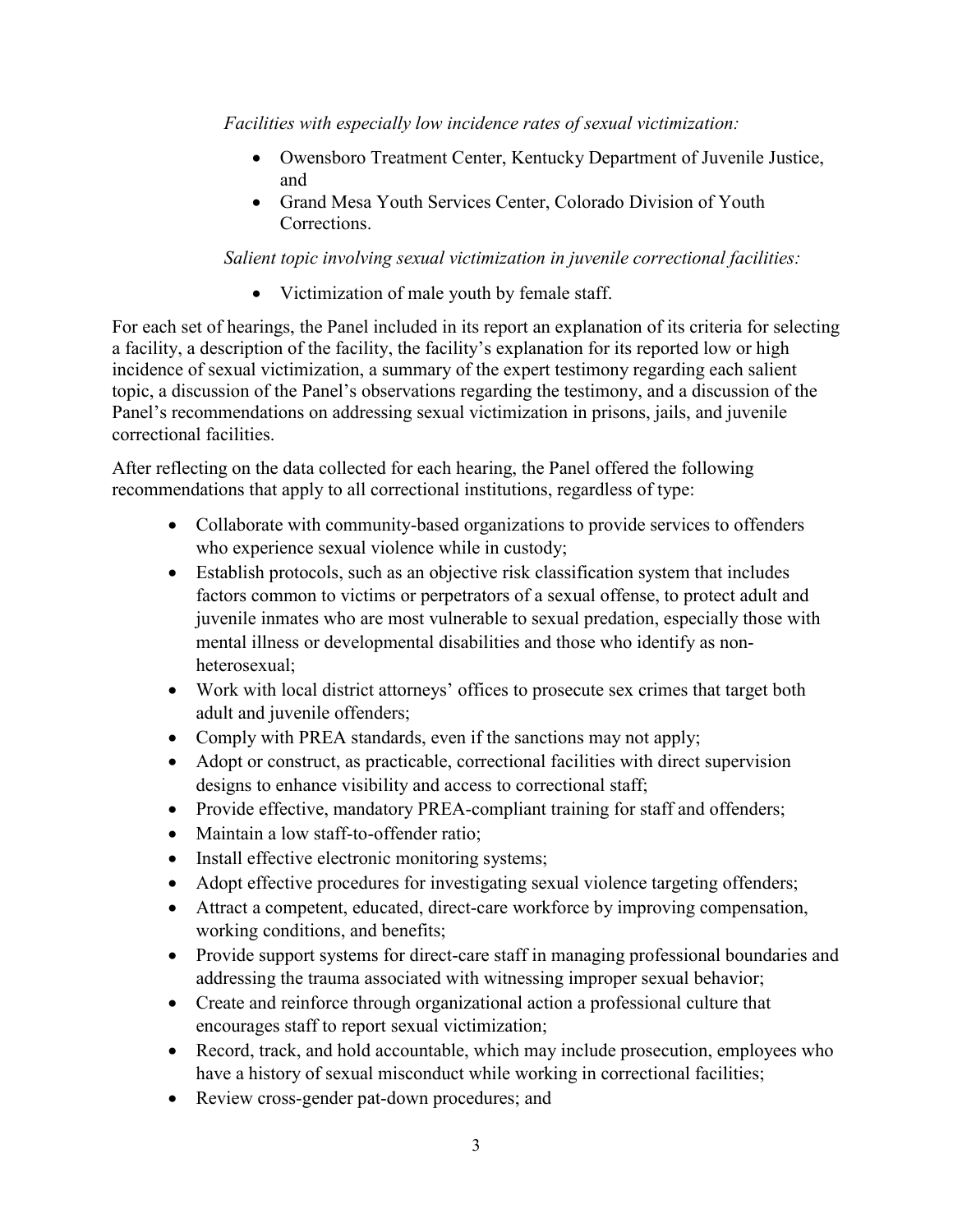*Facilities with especially low incidence rates of sexual victimization:*

- Owensboro Treatment Center, Kentucky Department of Juvenile Justice, and
- Grand Mesa Youth Services Center, Colorado Division of Youth Corrections.

*Salient topic involving sexual victimization in juvenile correctional facilities:*

- Victimization of male youth by female staff.

For each set of hearings, the Panel included in its report an explanation of its criteria for selecting a facility, a description of the facility, the facility's explanation for its reported low or high incidence of sexual victimization, a summary of the expert testimony regarding each salient topic, a discussion of the Panel's observations regarding the testimony, and a discussion of the Panel's recommendations on addressing sexual victimization in prisons, jails, and juvenile correctional facilities.

After reflecting on the data collected for each hearing, the Panel offered the following recommendations that apply to all correctional institutions, regardless of type:

- Collaborate with community-based organizations to provide services to offenders who experience sexual violence while in custody;
- Establish protocols, such as an objective risk classification system that includes factors common to victims or perpetrators of a sexual offense, to protect adult and juvenile inmates who are most vulnerable to sexual predation, especially those with mental illness or developmental disabilities and those who identify as non-heterosexual;
- Work with local district attorneys' offices to prosecute sex crimes that target both adult and juvenile offenders;
- Comply with PREA standards, even if the sanctions may not apply;
- Adopt or construct, as practicable, correctional facilities with direct supervision designs to enhance visibility and access to correctional staff;
- Provide effective, mandatory PREA-compliant training for staff and offenders;
- Maintain a low staff-to-offender ratio;
- Install effective electronic monitoring systems;
- Adopt effective procedures for investigating sexual violence targeting offenders;
- Attract a competent, educated, direct-care workforce by improving compensation, working conditions, and benefits;
- Provide support systems for direct-care staff in managing professional boundaries and addressing the trauma associated with witnessing improper sexual behavior;
- Create and reinforce through organizational action a professional culture that encourages staff to report sexual victimization;
- Record, track, and hold accountable, which may include prosecution, employees who have a history of sexual misconduct while working in correctional facilities;
- Review cross-gender pat-down procedures; and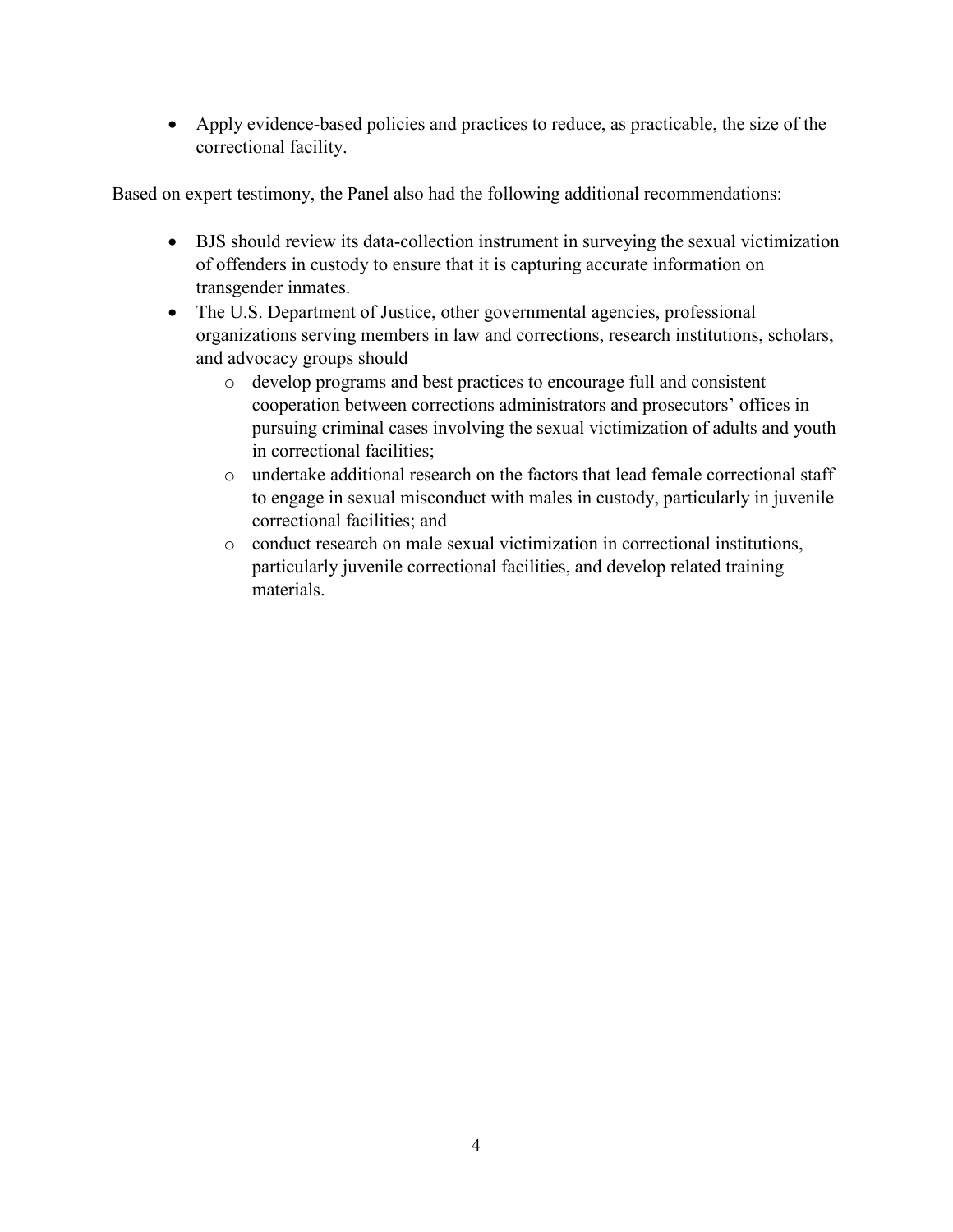- Apply evidence-based policies and practices to reduce, as practicable, the size of the correctional facility.

Based on expert testimony, the Panel also had the following additional recommendations:

- BJS should review its data-collection instrument in surveying the sexual victimization of offenders in custody to ensure that it is capturing accurate information on transgender inmates.
- The U.S. Department of Justice, other governmental agencies, professional organizations serving members in law and corrections, research institutions, scholars, and advocacy groups should
  - develop programs and best practices to encourage full and consistent cooperation between corrections administrators and prosecutors' offices in pursuing criminal cases involving the sexual victimization of adults and youth in correctional facilities;
  - undertake additional research on the factors that lead female correctional staff to engage in sexual misconduct with males in custody, particularly in juvenile correctional facilities; and
  - conduct research on male sexual victimization in correctional institutions, particularly juvenile correctional facilities, and develop related training materials.